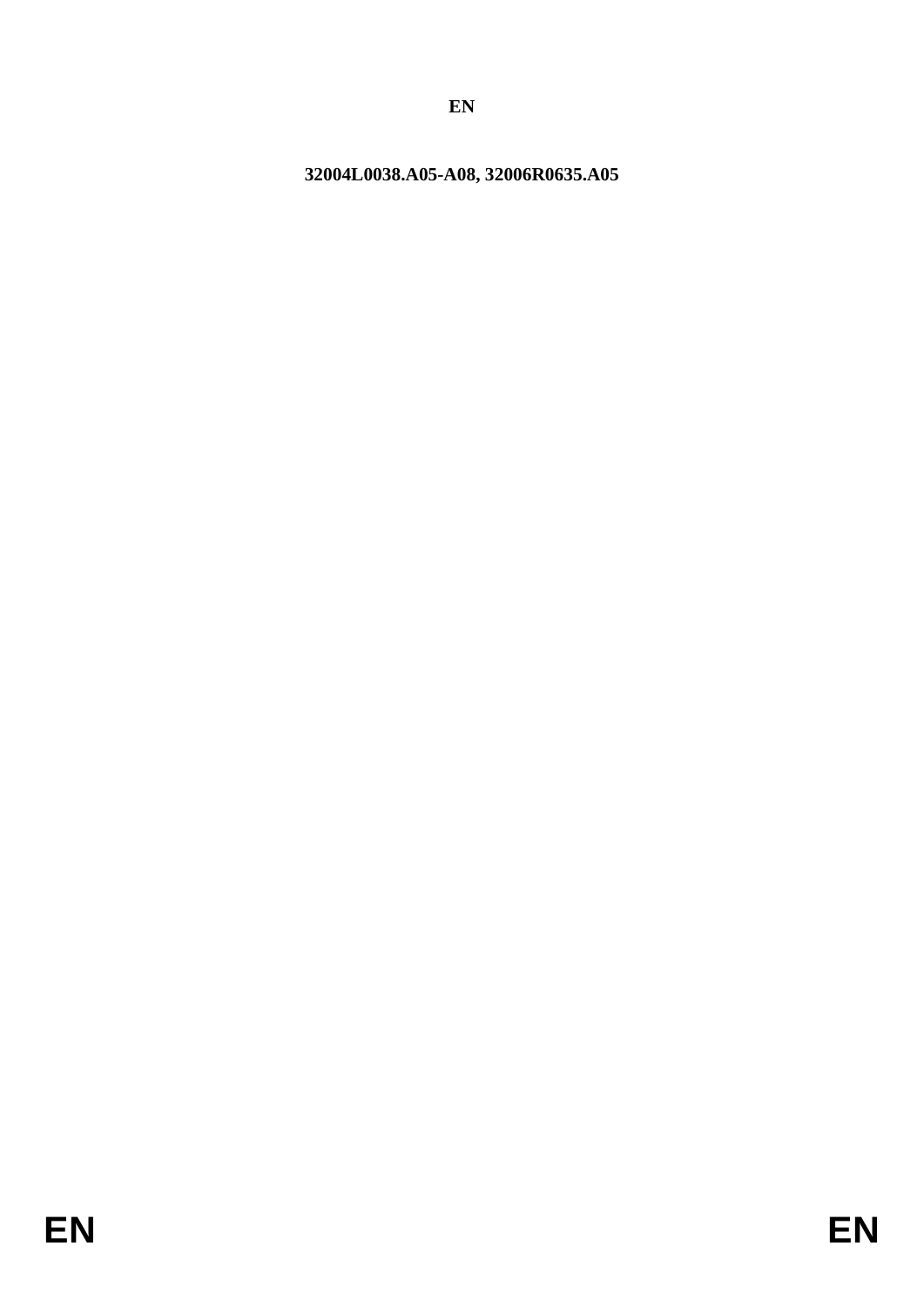**EN**

**32004L0038.A05-A08, 32006R0635.A05**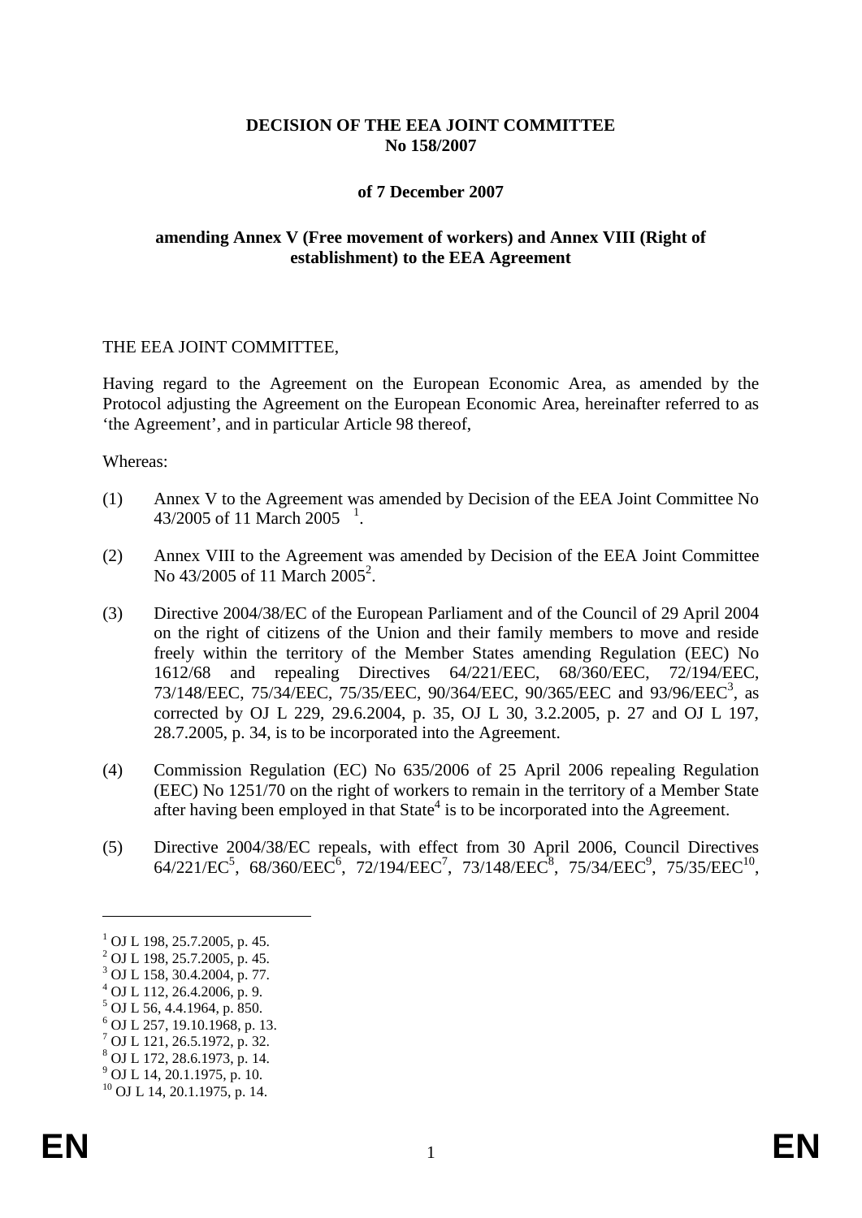**DECISION OF THE EEA JOINT COMMITTEE**
**No 158/2007**

**of 7 December 2007**

**amending Annex V (Free movement of workers) and Annex VIII (Right of establishment) to the EEA Agreement**

THE EEA JOINT COMMITTEE,

Having regard to the Agreement on the European Economic Area, as amended by the Protocol adjusting the Agreement on the European Economic Area, hereinafter referred to as 'the Agreement', and in particular Article 98 thereof,

Whereas:

(1) Annex V to the Agreement was amended by Decision of the EEA Joint Committee No 43/2005 of 11 March 2005 [1].

(2) Annex VIII to the Agreement was amended by Decision of the EEA Joint Committee No 43/2005 of 11 March 2005[2].

(3) Directive 2004/38/EC of the European Parliament and of the Council of 29 April 2004 on the right of citizens of the Union and their family members to move and reside freely within the territory of the Member States amending Regulation (EEC) No 1612/68 and repealing Directives 64/221/EEC, 68/360/EEC, 72/194/EEC, 73/148/EEC, 75/34/EEC, 75/35/EEC, 90/364/EEC, 90/365/EEC and 93/96/EEC[3], as corrected by OJ L 229, 29.6.2004, p. 35, OJ L 30, 3.2.2005, p. 27 and OJ L 197, 28.7.2005, p. 34, is to be incorporated into the Agreement.

(4) Commission Regulation (EC) No 635/2006 of 25 April 2006 repealing Regulation (EEC) No 1251/70 on the right of workers to remain in the territory of a Member State after having been employed in that State[4] is to be incorporated into the Agreement.

(5) Directive 2004/38/EC repeals, with effect from 30 April 2006, Council Directives 64/221/EC[5], 68/360/EEC[6], 72/194/EEC[7], 73/148/EEC[8], 75/34/EEC[9], 75/35/EEC[10],

---

[1] OJ L 198, 25.7.2005, p. 45.
[2] OJ L 198, 25.7.2005, p. 45.
[3] OJ L 158, 30.4.2004, p. 77.
[4] OJ L 112, 26.4.2006, p. 9.
[5] OJ L 56, 4.4.1964, p. 850.
[6] OJ L 257, 19.10.1968, p. 13.
[7] OJ L 121, 26.5.1972, p. 32.
[8] OJ L 172, 28.6.1973, p. 14.
[9] OJ L 14, 20.1.1975, p. 10.
[10] OJ L 14, 20.1.1975, p. 14.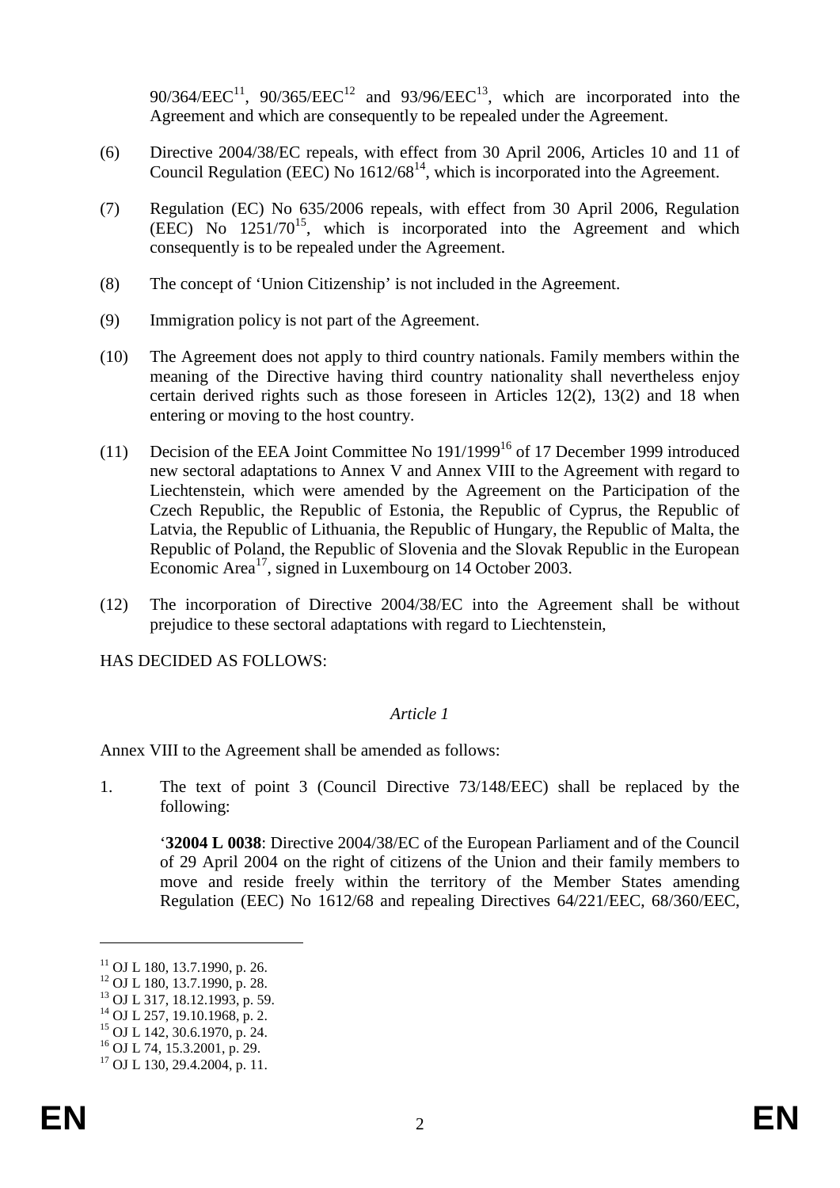90/364/EEC[11], 90/365/EEC[12] and 93/96/EEC[13], which are incorporated into the Agreement and which are consequently to be repealed under the Agreement.

(6) Directive 2004/38/EC repeals, with effect from 30 April 2006, Articles 10 and 11 of Council Regulation (EEC) No 1612/68[14], which is incorporated into the Agreement.

(7) Regulation (EC) No 635/2006 repeals, with effect from 30 April 2006, Regulation (EEC) No 1251/70[15], which is incorporated into the Agreement and which consequently is to be repealed under the Agreement.

(8) The concept of 'Union Citizenship' is not included in the Agreement.

(9) Immigration policy is not part of the Agreement.

(10) The Agreement does not apply to third country nationals. Family members within the meaning of the Directive having third country nationality shall nevertheless enjoy certain derived rights such as those foreseen in Articles 12(2), 13(2) and 18 when entering or moving to the host country.

(11) Decision of the EEA Joint Committee No 191/1999[16] of 17 December 1999 introduced new sectoral adaptations to Annex V and Annex VIII to the Agreement with regard to Liechtenstein, which were amended by the Agreement on the Participation of the Czech Republic, the Republic of Estonia, the Republic of Cyprus, the Republic of Latvia, the Republic of Lithuania, the Republic of Hungary, the Republic of Malta, the Republic of Poland, the Republic of Slovenia and the Slovak Republic in the European Economic Area[17], signed in Luxembourg on 14 October 2003.

(12) The incorporation of Directive 2004/38/EC into the Agreement shall be without prejudice to these sectoral adaptations with regard to Liechtenstein,

HAS DECIDED AS FOLLOWS:

*Article 1*

Annex VIII to the Agreement shall be amended as follows:

1. The text of point 3 (Council Directive 73/148/EEC) shall be replaced by the following:

'**32004 L 0038**: Directive 2004/38/EC of the European Parliament and of the Council of 29 April 2004 on the right of citizens of the Union and their family members to move and reside freely within the territory of the Member States amending Regulation (EEC) No 1612/68 and repealing Directives 64/221/EEC, 68/360/EEC,

---

[11] OJ L 180, 13.7.1990, p. 26.
[12] OJ L 180, 13.7.1990, p. 28.
[13] OJ L 317, 18.12.1993, p. 59.
[14] OJ L 257, 19.10.1968, p. 2.
[15] OJ L 142, 30.6.1970, p. 24.
[16] OJ L 74, 15.3.2001, p. 29.
[17] OJ L 130, 29.4.2004, p. 11.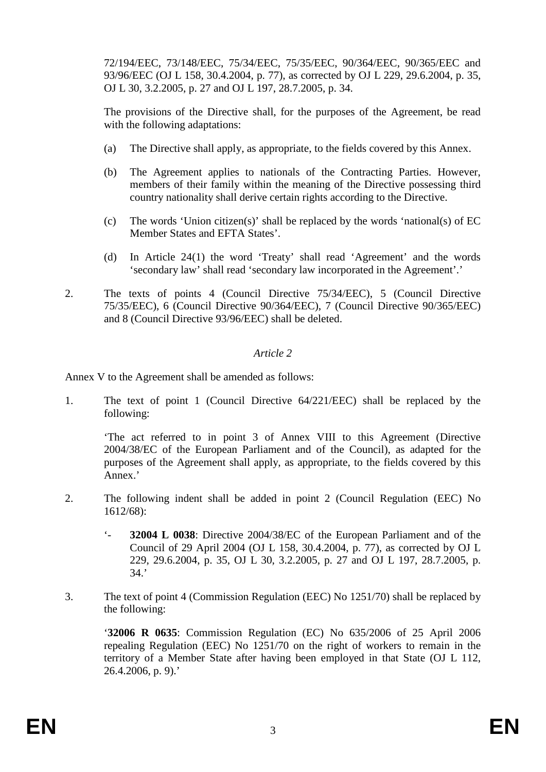72/194/EEC, 73/148/EEC, 75/34/EEC, 75/35/EEC, 90/364/EEC, 90/365/EEC and 93/96/EEC (OJ L 158, 30.4.2004, p. 77), as corrected by OJ L 229, 29.6.2004, p. 35, OJ L 30, 3.2.2005, p. 27 and OJ L 197, 28.7.2005, p. 34.

The provisions of the Directive shall, for the purposes of the Agreement, be read with the following adaptations:

(a) The Directive shall apply, as appropriate, to the fields covered by this Annex.

(b) The Agreement applies to nationals of the Contracting Parties. However, members of their family within the meaning of the Directive possessing third country nationality shall derive certain rights according to the Directive.

(c) The words 'Union citizen(s)' shall be replaced by the words 'national(s) of EC Member States and EFTA States'.

(d) In Article 24(1) the word 'Treaty' shall read 'Agreement' and the words 'secondary law' shall read 'secondary law incorporated in the Agreement'.'

2. The texts of points 4 (Council Directive 75/34/EEC), 5 (Council Directive 75/35/EEC), 6 (Council Directive 90/364/EEC), 7 (Council Directive 90/365/EEC) and 8 (Council Directive 93/96/EEC) shall be deleted.

*Article 2*

Annex V to the Agreement shall be amended as follows:

1. The text of point 1 (Council Directive 64/221/EEC) shall be replaced by the following:

   'The act referred to in point 3 of Annex VIII to this Agreement (Directive 2004/38/EC of the European Parliament and of the Council), as adapted for the purposes of the Agreement shall apply, as appropriate, to the fields covered by this Annex.'

2. The following indent shall be added in point 2 (Council Regulation (EEC) No 1612/68):

   '- **32004 L 0038**: Directive 2004/38/EC of the European Parliament and of the Council of 29 April 2004 (OJ L 158, 30.4.2004, p. 77), as corrected by OJ L 229, 29.6.2004, p. 35, OJ L 30, 3.2.2005, p. 27 and OJ L 197, 28.7.2005, p. 34.'

3. The text of point 4 (Commission Regulation (EEC) No 1251/70) shall be replaced by the following:

   '**32006 R 0635**: Commission Regulation (EC) No 635/2006 of 25 April 2006 repealing Regulation (EEC) No 1251/70 on the right of workers to remain in the territory of a Member State after having been employed in that State (OJ L 112, 26.4.2006, p. 9).'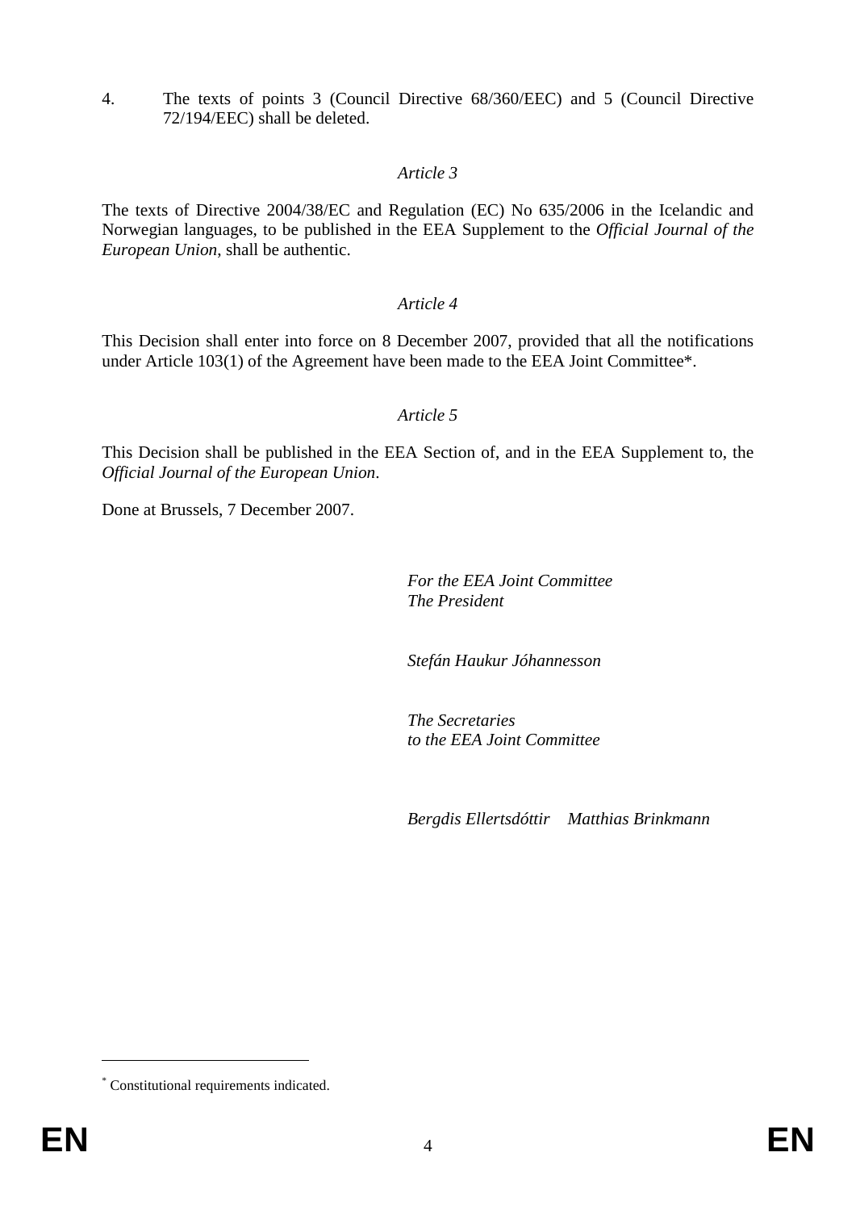4. The texts of points 3 (Council Directive 68/360/EEC) and 5 (Council Directive 72/194/EEC) shall be deleted.

*Article 3*

The texts of Directive 2004/38/EC and Regulation (EC) No 635/2006 in the Icelandic and Norwegian languages, to be published in the EEA Supplement to the *Official Journal of the European Union*, shall be authentic.

*Article 4*

This Decision shall enter into force on 8 December 2007, provided that all the notifications under Article 103(1) of the Agreement have been made to the EEA Joint Committee*.

*Article 5*

This Decision shall be published in the EEA Section of, and in the EEA Supplement to, the *Official Journal of the European Union*.

Done at Brussels, 7 December 2007.

*For the EEA Joint Committee*
*The President*

*Stefán Haukur Jóhannesson*

*The Secretaries*
*to the EEA Joint Committee*

*Bergdis Ellertsdóttir* *Matthias Brinkmann*

---

* Constitutional requirements indicated.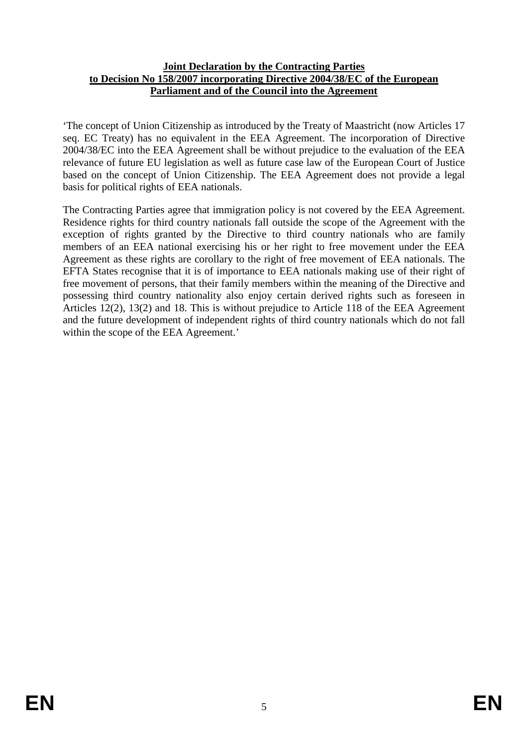**Joint Declaration by the Contracting Parties**
**to Decision No 158/2007 incorporating Directive 2004/38/EC of the European Parliament and of the Council into the Agreement**

'The concept of Union Citizenship as introduced by the Treaty of Maastricht (now Articles 17 seq. EC Treaty) has no equivalent in the EEA Agreement. The incorporation of Directive 2004/38/EC into the EEA Agreement shall be without prejudice to the evaluation of the EEA relevance of future EU legislation as well as future case law of the European Court of Justice based on the concept of Union Citizenship. The EEA Agreement does not provide a legal basis for political rights of EEA nationals.

The Contracting Parties agree that immigration policy is not covered by the EEA Agreement. Residence rights for third country nationals fall outside the scope of the Agreement with the exception of rights granted by the Directive to third country nationals who are family members of an EEA national exercising his or her right to free movement under the EEA Agreement as these rights are corollary to the right of free movement of EEA nationals. The EFTA States recognise that it is of importance to EEA nationals making use of their right of free movement of persons, that their family members within the meaning of the Directive and possessing third country nationality also enjoy certain derived rights such as foreseen in Articles 12(2), 13(2) and 18. This is without prejudice to Article 118 of the EEA Agreement and the future development of independent rights of third country nationals which do not fall within the scope of the EEA Agreement.'